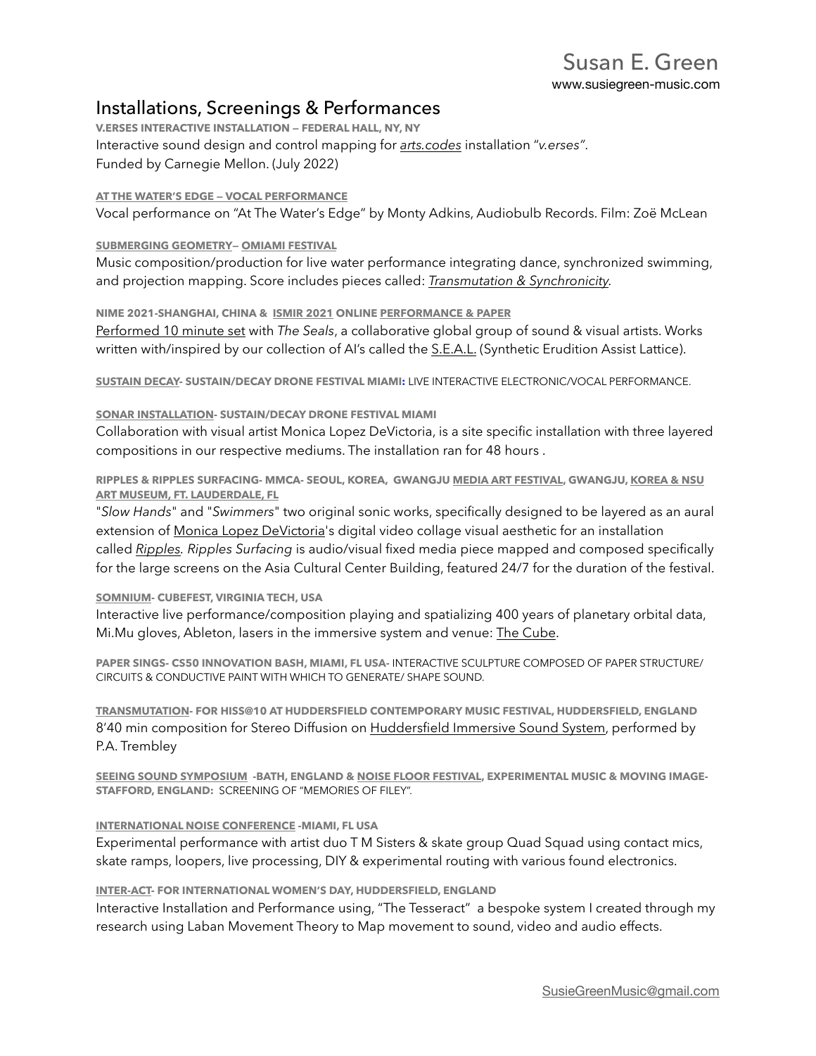# Susan E. Green

www.susiegreen-music.com

## Installations, Screenings & Performances

**V.ERSES INTERACTIVE INSTALLATION — FEDERAL HALL, NY, NY**

Interactive sound design and control mapping for *arts.codes* installation "*v.erses"*. Funded by Carnegie Mellon. (July 2022)

**AT THE WATER'S EDGE — VOCAL PERFORMANCE**

Vocal performance on "At The Water's Edge" by Monty Adkins, Audiobulb Records. Film: Zoë McLean

**SUBMERGING GEOMETRY— OMIAMI FESTIVAL**

Music composition/production for live water performance integrating dance, synchronized swimming, and projection mapping. Score includes pieces called: *Transmutation & Synchronicity*.

**NIME 2021-SHANGHAI, CHINA & ISMIR 2021 ONLINE PERFORMANCE & PAPER**

Performed 10 minute set with *The Seals*, a collaborative global group of sound & visual artists. Works written with/inspired by our collection of AI's called the S.E.A.L. (Synthetic Erudition Assist Lattice).

**SUSTAIN DECAY- SUSTAIN/DECAY DRONE FESTIVAL MIAMI:** LIVE INTERACTIVE ELECTRONIC/VOCAL PERFORMANCE.

**SONAR INSTALLATION- SUSTAIN/DECAY DRONE FESTIVAL MIAMI**

Collaboration with visual artist Monica Lopez DeVictoria, is a site specific installation with three layered compositions in our respective mediums. The installation ran for 48 hours .

**RIPPLES & RIPPLES SURFACING- MMCA- SEOUL, KOREA, GWANGJU MEDIA ART FESTIVAL, GWANGJU, KOREA & NSU ART MUSEUM, FT. LAUDERDALE, FL**

"*Slow Hands*" and "*Swimmers*" two original sonic works, specifically designed to be layered as an aural extension of Monica Lopez DeVictoria's digital video collage visual aesthetic for an installation called *Ripples. Ripples Surfacing* is audio/visual fixed media piece mapped and composed specifically for the large screens on the Asia Cultural Center Building, featured 24/7 for the duration of the festival.

**SOMNIUM- CUBEFEST, VIRGINIA TECH, USA**

Interactive live performance/composition playing and spatializing 400 years of planetary orbital data, Mi.Mu gloves, Ableton, lasers in the immersive system and venue: The Cube.

**PAPER SINGS- CS50 INNOVATION BASH, MIAMI, FL USA-** INTERACTIVE SCULPTURE COMPOSED OF PAPER STRUCTURE/ CIRCUITS & CONDUCTIVE PAINT WITH WHICH TO GENERATE/ SHAPE SOUND.

**TRANSMUTATION- FOR HISS@10 AT HUDDERSFIELD CONTEMPORARY MUSIC FESTIVAL, HUDDERSFIELD, ENGLAND**

8'40 min composition for Stereo Diffusion on Huddersfield Immersive Sound System, performed by P.A. Trembley

**SEEING SOUND SYMPOSIUM -BATH, ENGLAND & NOISE FLOOR FESTIVAL, EXPERIMENTAL MUSIC & MOVING IMAGE-STAFFORD, ENGLAND:** SCREENING OF "MEMORIES OF FILEY".

**INTERNATIONAL NOISE CONFERENCE -MIAMI, FL USA**

Experimental performance with artist duo T M Sisters & skate group Quad Squad using contact mics, skate ramps, loopers, live processing, DIY & experimental routing with various found electronics.

**INTER-ACT- FOR INTERNATIONAL WOMEN'S DAY, HUDDERSFIELD, ENGLAND**

Interactive Installation and Performance using, "The Tesseract" a bespoke system I created through my research using Laban Movement Theory to Map movement to sound, video and audio effects.

SusieGreenMusic@gmail.com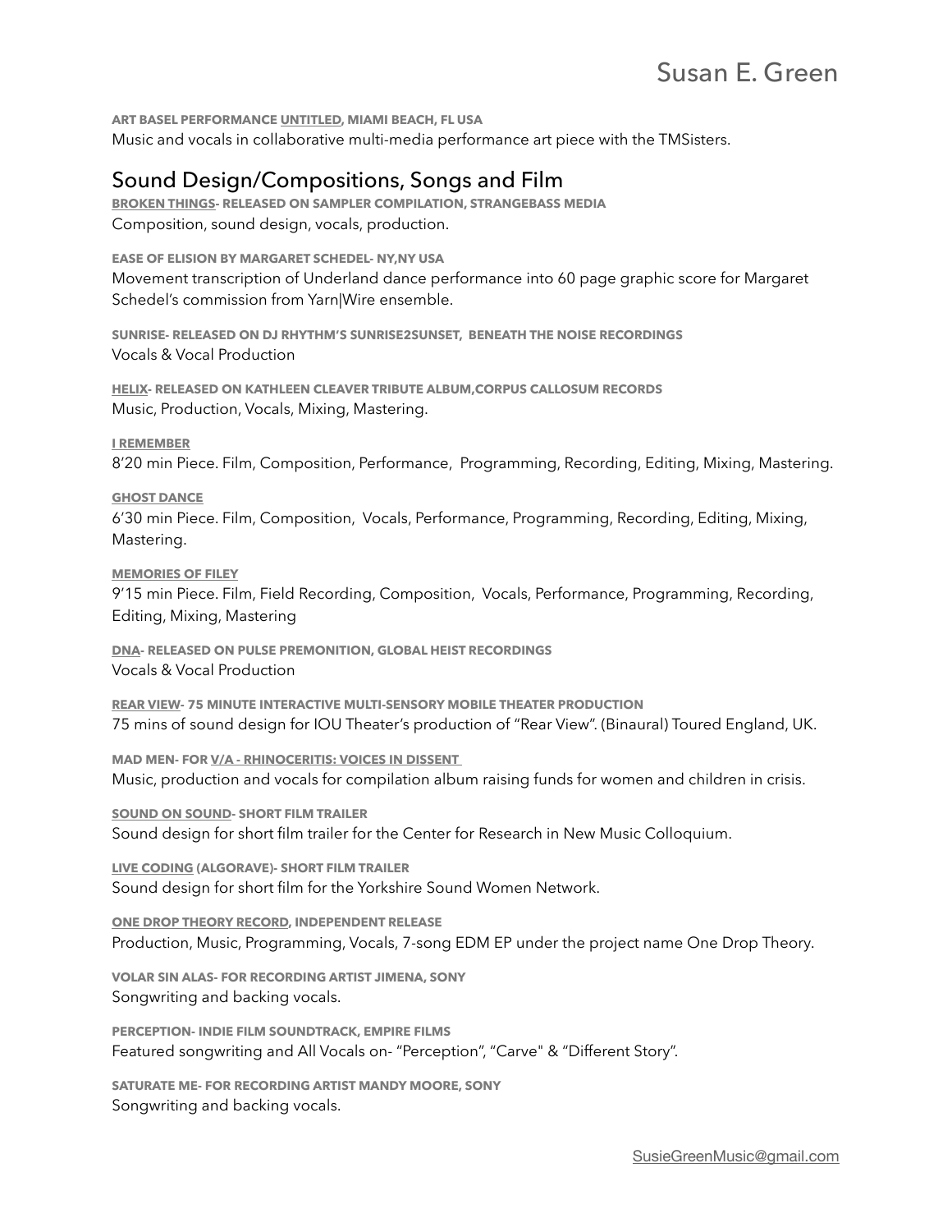**ART BASEL PERFORMANCE UNTITLED, MIAMI BEACH, FL USA**

Music and vocals in collaborative multi-media performance art piece with the TMSisters.

## Sound Design/Compositions, Songs and Film

**BROKEN THINGS- RELEASED ON SAMPLER COMPILATION, STRANGEBASS MEDIA**

Composition, sound design, vocals, production.

**EASE OF ELISION BY MARGARET SCHEDEL- NY,NY USA**

Movement transcription of Underland dance performance into 60 page graphic score for Margaret Schedel's commission from Yarn|Wire ensemble.

**SUNRISE- RELEASED ON DJ RHYTHM'S SUNRISE2SUNSET, BENEATH THE NOISE RECORDINGS**

Vocals & Vocal Production

**HELIX- RELEASED ON KATHLEEN CLEAVER TRIBUTE ALBUM,CORPUS CALLOSUM RECORDS**

Music, Production, Vocals, Mixing, Mastering.

**I REMEMBER**

8'20 min Piece. Film, Composition, Performance, Programming, Recording, Editing, Mixing, Mastering.

**GHOST DANCE**

6'30 min Piece. Film, Composition, Vocals, Performance, Programming, Recording, Editing, Mixing, Mastering.

**MEMORIES OF FILEY**

9'15 min Piece. Film, Field Recording, Composition, Vocals, Performance, Programming, Recording, Editing, Mixing, Mastering

**DNA- RELEASED ON PULSE PREMONITION, GLOBAL HEIST RECORDINGS**

Vocals & Vocal Production

**REAR VIEW- 75 MINUTE INTERACTIVE MULTI-SENSORY MOBILE THEATER PRODUCTION**

75 mins of sound design for IOU Theater's production of "Rear View". (Binaural) Toured England, UK.

**MAD MEN- FOR V/A - RHINOCERITIS: VOICES IN DISSENT**

Music, production and vocals for compilation album raising funds for women and children in crisis.

**SOUND ON SOUND- SHORT FILM TRAILER**

Sound design for short film trailer for the Center for Research in New Music Colloquium.

**LIVE CODING (ALGORAVE)- SHORT FILM TRAILER**

Sound design for short film for the Yorkshire Sound Women Network.

**ONE DROP THEORY RECORD, INDEPENDENT RELEASE**

Production, Music, Programming, Vocals, 7-song EDM EP under the project name One Drop Theory.

**VOLAR SIN ALAS- FOR RECORDING ARTIST JIMENA, SONY**

Songwriting and backing vocals.

**PERCEPTION- INDIE FILM SOUNDTRACK, EMPIRE FILMS**

Featured songwriting and All Vocals on- "Perception", "Carve" & "Different Story".

**SATURATE ME- FOR RECORDING ARTIST MANDY MOORE, SONY**

Songwriting and backing vocals.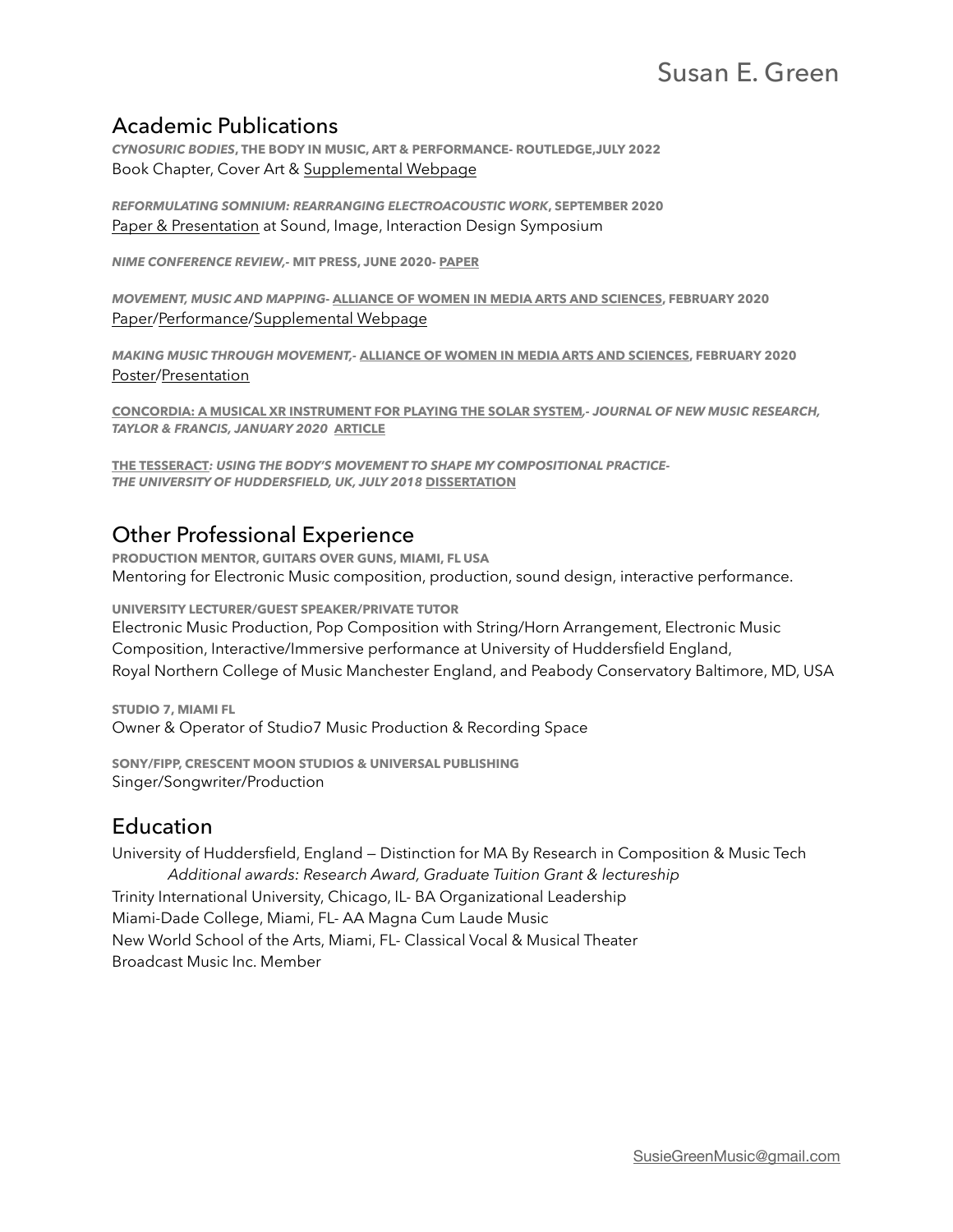## Academic Publications

***CYNOSURIC BODIES*, THE BODY IN MUSIC, ART & PERFORMANCE- ROUTLEDGE,JULY 2022**
Book Chapter, Cover Art & Supplemental Webpage

***REFORMULATING SOMNIUM: REARRANGING ELECTROACOUSTIC WORK*, SEPTEMBER 2020**
Paper & Presentation at Sound, Image, Interaction Design Symposium

***NIME CONFERENCE REVIEW,*- MIT PRESS, JUNE 2020- PAPER**

***MOVEMENT, MUSIC AND MAPPING*- ALLIANCE OF WOMEN IN MEDIA ARTS AND SCIENCES, FEBRUARY 2020**
Paper/Performance/Supplemental Webpage

***MAKING MUSIC THROUGH MOVEMENT,*- ALLIANCE OF WOMEN IN MEDIA ARTS AND SCIENCES, FEBRUARY 2020**
Poster/Presentation

**CONCORDIA: A MUSICAL XR INSTRUMENT FOR PLAYING THE SOLAR SYSTEM,- *JOURNAL OF NEW MUSIC RESEARCH, TAYLOR & FRANCIS, JANUARY 2020* ARTICLE**

**THE TESSERACT*: USING THE BODY'S MOVEMENT TO SHAPE MY COMPOSITIONAL PRACTICE- THE UNIVERSITY OF HUDDERSFIELD, UK, JULY 2018* DISSERTATION**

## Other Professional Experience

**PRODUCTION MENTOR, GUITARS OVER GUNS, MIAMI, FL USA**
Mentoring for Electronic Music composition, production, sound design, interactive performance.

**UNIVERSITY LECTURER/GUEST SPEAKER/PRIVATE TUTOR**
Electronic Music Production, Pop Composition with String/Horn Arrangement, Electronic Music Composition, Interactive/Immersive performance at University of Huddersfield England, Royal Northern College of Music Manchester England, and Peabody Conservatory Baltimore, MD, USA

**STUDIO 7, MIAMI FL**
Owner & Operator of Studio7 Music Production & Recording Space

**SONY/FIPP, CRESCENT MOON STUDIOS & UNIVERSAL PUBLISHING**
Singer/Songwriter/Production

## Education

University of Huddersfield, England — Distinction for MA By Research in Composition & Music Tech
*Additional awards: Research Award, Graduate Tuition Grant & lectureship*
Trinity International University, Chicago, IL- BA Organizational Leadership
Miami-Dade College, Miami, FL- AA Magna Cum Laude Music
New World School of the Arts, Miami, FL- Classical Vocal & Musical Theater
Broadcast Music Inc. Member